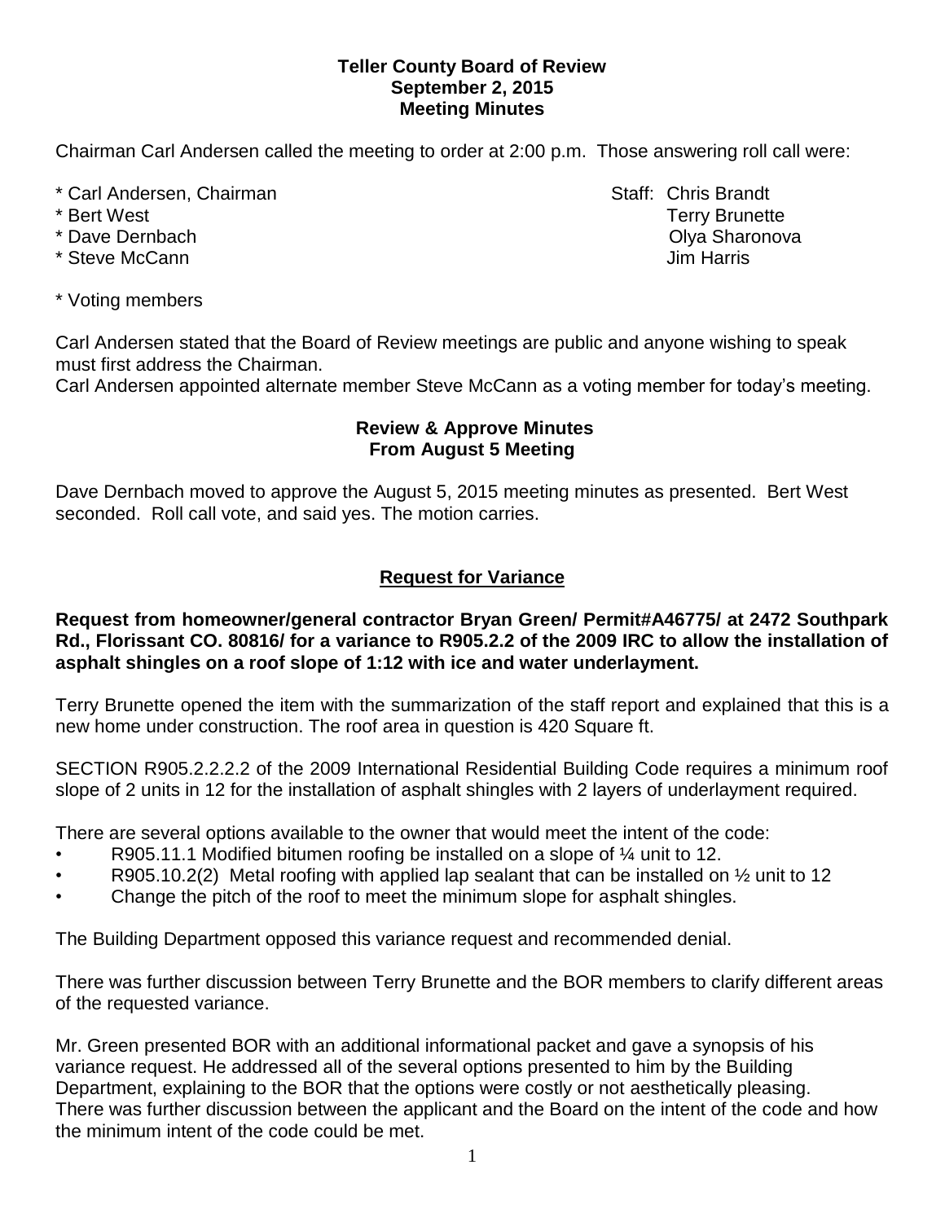**Teller County Board of Review**
**September 2, 2015**
**Meeting Minutes**

Chairman Carl Andersen called the meeting to order at 2:00 p.m. Those answering roll call were:

* Carl Andersen, Chairman
* Bert West
* Dave Dernbach
* Steve McCann

Staff: Chris Brandt
Terry Brunette
Olya Sharonova
Jim Harris

* Voting members

Carl Andersen stated that the Board of Review meetings are public and anyone wishing to speak must first address the Chairman.
Carl Andersen appointed alternate member Steve McCann as a voting member for today's meeting.

**Review & Approve Minutes**
**From August 5 Meeting**

Dave Dernbach moved to approve the August 5, 2015 meeting minutes as presented. Bert West seconded. Roll call vote, and said yes. The motion carries.

**Request for Variance**

**Request from homeowner/general contractor Bryan Green/ Permit#A46775/ at 2472 Southpark Rd., Florissant CO. 80816/ for a variance to R905.2.2 of the 2009 IRC to allow the installation of asphalt shingles on a roof slope of 1:12 with ice and water underlayment.**

Terry Brunette opened the item with the summarization of the staff report and explained that this is a new home under construction. The roof area in question is 420 Square ft.

SECTION R905.2.2.2.2 of the 2009 International Residential Building Code requires a minimum roof slope of 2 units in 12 for the installation of asphalt shingles with 2 layers of underlayment required.

There are several options available to the owner that would meet the intent of the code:

- R905.11.1 Modified bitumen roofing be installed on a slope of ¼ unit to 12.
- R905.10.2(2) Metal roofing with applied lap sealant that can be installed on ½ unit to 12
- Change the pitch of the roof to meet the minimum slope for asphalt shingles.

The Building Department opposed this variance request and recommended denial.

There was further discussion between Terry Brunette and the BOR members to clarify different areas of the requested variance.

Mr. Green presented BOR with an additional informational packet and gave a synopsis of his variance request. He addressed all of the several options presented to him by the Building Department, explaining to the BOR that the options were costly or not aesthetically pleasing. There was further discussion between the applicant and the Board on the intent of the code and how the minimum intent of the code could be met.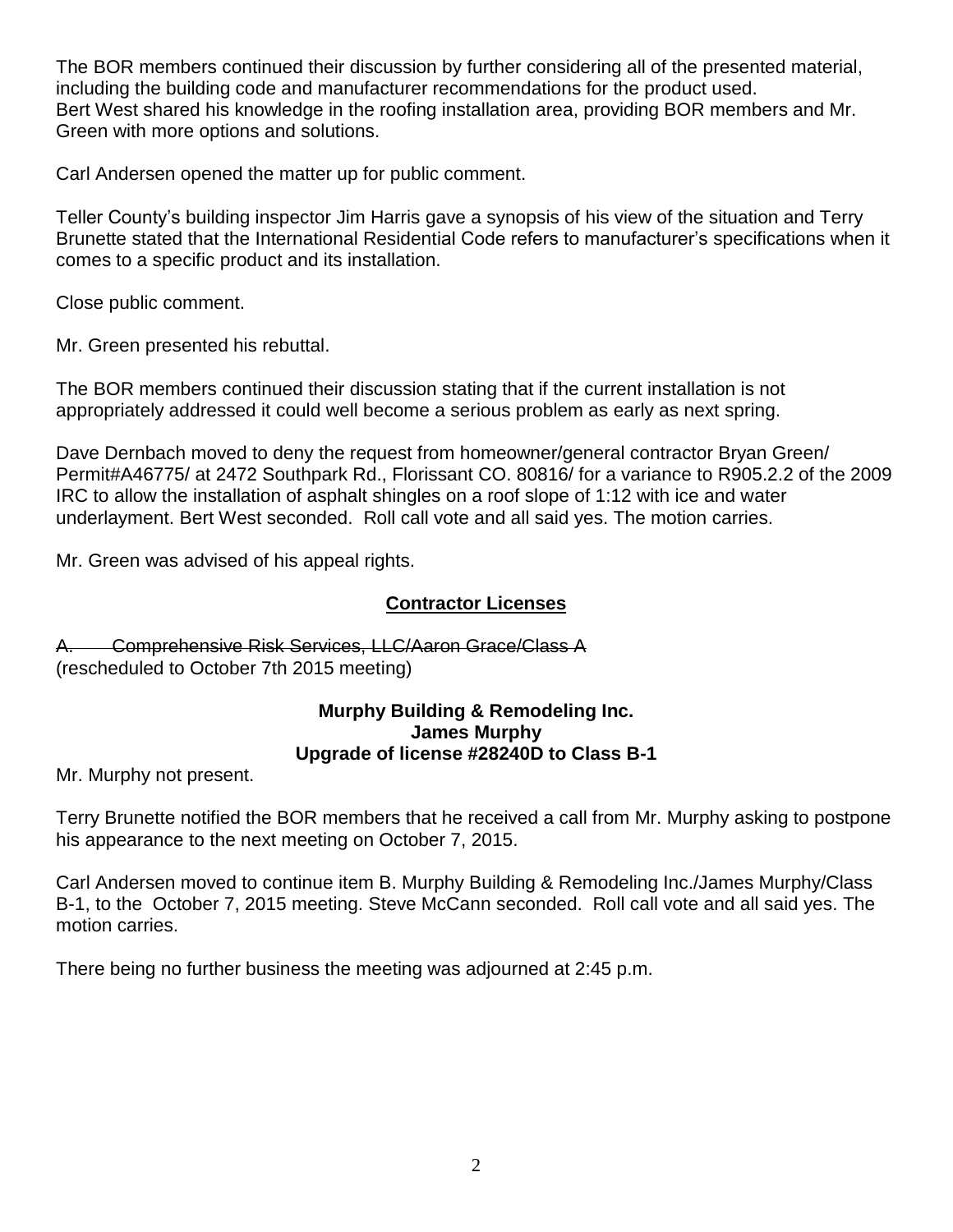The BOR members continued their discussion by further considering all of the presented material, including the building code and manufacturer recommendations for the product used. Bert West shared his knowledge in the roofing installation area, providing BOR members and Mr. Green with more options and solutions.

Carl Andersen opened the matter up for public comment.

Teller County's building inspector Jim Harris gave a synopsis of his view of the situation and Terry Brunette stated that the International Residential Code refers to manufacturer's specifications when it comes to a specific product and its installation.

Close public comment.

Mr. Green presented his rebuttal.

The BOR members continued their discussion stating that if the current installation is not appropriately addressed it could well become a serious problem as early as next spring.

Dave Dernbach moved to deny the request from homeowner/general contractor Bryan Green/ Permit#A46775/ at 2472 Southpark Rd., Florissant CO. 80816/ for a variance to R905.2.2 of the 2009 IRC to allow the installation of asphalt shingles on a roof slope of 1:12 with ice and water underlayment. Bert West seconded. Roll call vote and all said yes. The motion carries.

Mr. Green was advised of his appeal rights.

## Contractor Licenses

~~A. Comprehensive Risk Services, LLC/Aaron Grace/Class A~~
(rescheduled to October 7th 2015 meeting)

**Murphy Building & Remodeling Inc.**
**James Murphy**
**Upgrade of license #28240D to Class B-1**

Mr. Murphy not present.

Terry Brunette notified the BOR members that he received a call from Mr. Murphy asking to postpone his appearance to the next meeting on October 7, 2015.

Carl Andersen moved to continue item B. Murphy Building & Remodeling Inc./James Murphy/Class B-1, to the October 7, 2015 meeting. Steve McCann seconded. Roll call vote and all said yes. The motion carries.

There being no further business the meeting was adjourned at 2:45 p.m.